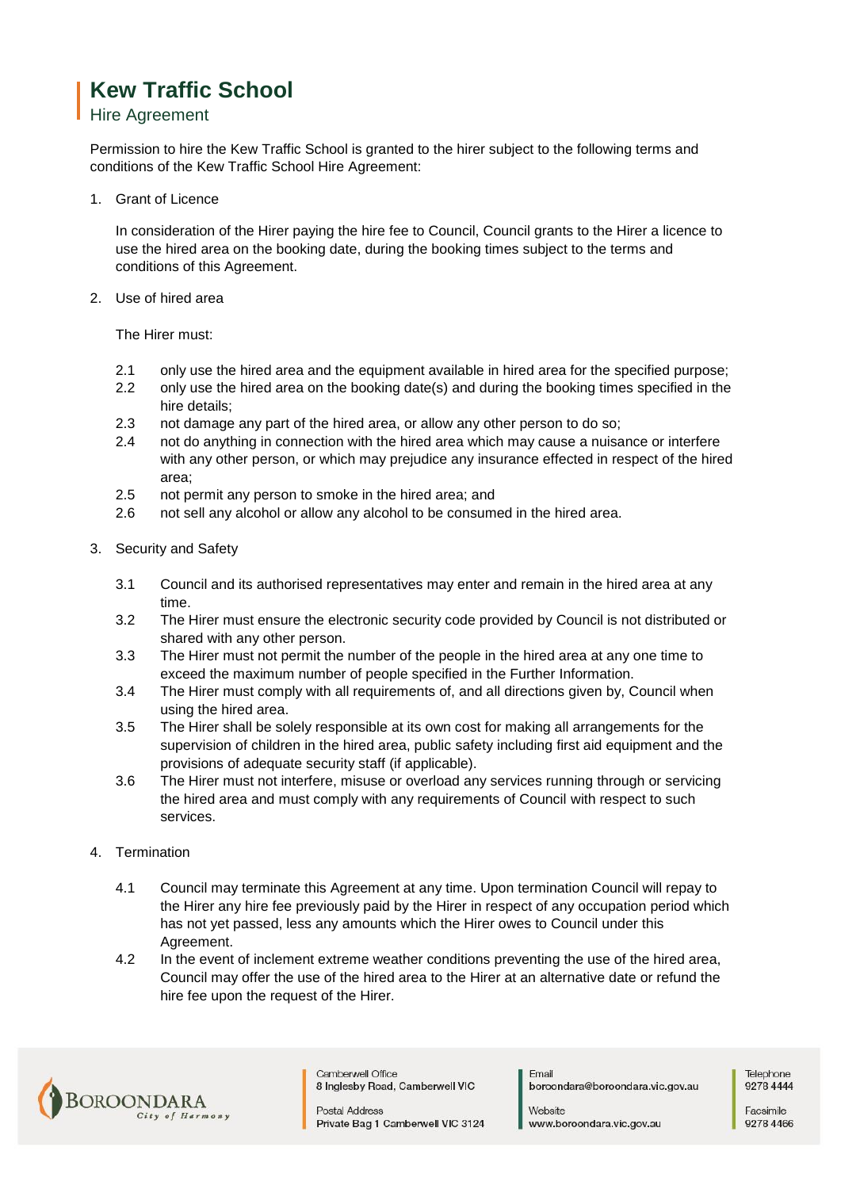# Kew Traffic School

## Hire Agreement

Permission to hire the Kew Traffic School is granted to the hirer subject to the following terms and conditions of the Kew Traffic School Hire Agreement:

1. Grant of Licence

   In consideration of the Hirer paying the hire fee to Council, Council grants to the Hirer a licence to use the hired area on the booking date, during the booking times subject to the terms and conditions of this Agreement.

2. Use of hired area

   The Hirer must:

   2.1 only use the hired area and the equipment available in hired area for the specified purpose;
   2.2 only use the hired area on the booking date(s) and during the booking times specified in the hire details;
   2.3 not damage any part of the hired area, or allow any other person to do so;
   2.4 not do anything in connection with the hired area which may cause a nuisance or interfere with any other person, or which may prejudice any insurance effected in respect of the hired area;
   2.5 not permit any person to smoke in the hired area; and
   2.6 not sell any alcohol or allow any alcohol to be consumed in the hired area.

3. Security and Safety

   3.1 Council and its authorised representatives may enter and remain in the hired area at any time.
   3.2 The Hirer must ensure the electronic security code provided by Council is not distributed or shared with any other person.
   3.3 The Hirer must not permit the number of the people in the hired area at any one time to exceed the maximum number of people specified in the Further Information.
   3.4 The Hirer must comply with all requirements of, and all directions given by, Council when using the hired area.
   3.5 The Hirer shall be solely responsible at its own cost for making all arrangements for the supervision of children in the hired area, public safety including first aid equipment and the provisions of adequate security staff (if applicable).
   3.6 The Hirer must not interfere, misuse or overload any services running through or servicing the hired area and must comply with any requirements of Council with respect to such services.

4. Termination

   4.1 Council may terminate this Agreement at any time. Upon termination Council will repay to the Hirer any hire fee previously paid by the Hirer in respect of any occupation period which has not yet passed, less any amounts which the Hirer owes to Council under this Agreement.
   4.2 In the event of inclement extreme weather conditions preventing the use of the hired area, Council may offer the use of the hired area to the Hirer at an alternative date or refund the hire fee upon the request of the Hirer.

Camberwell Office
8 Inglesby Road, Camberwell VIC

Postal Address
Private Bag 1 Camberwell VIC 3124

Email
boroondara@boroondara.vic.gov.au

Website
www.boroondara.vic.gov.au

Telephone
9278 4444

Facsimile
9278 4466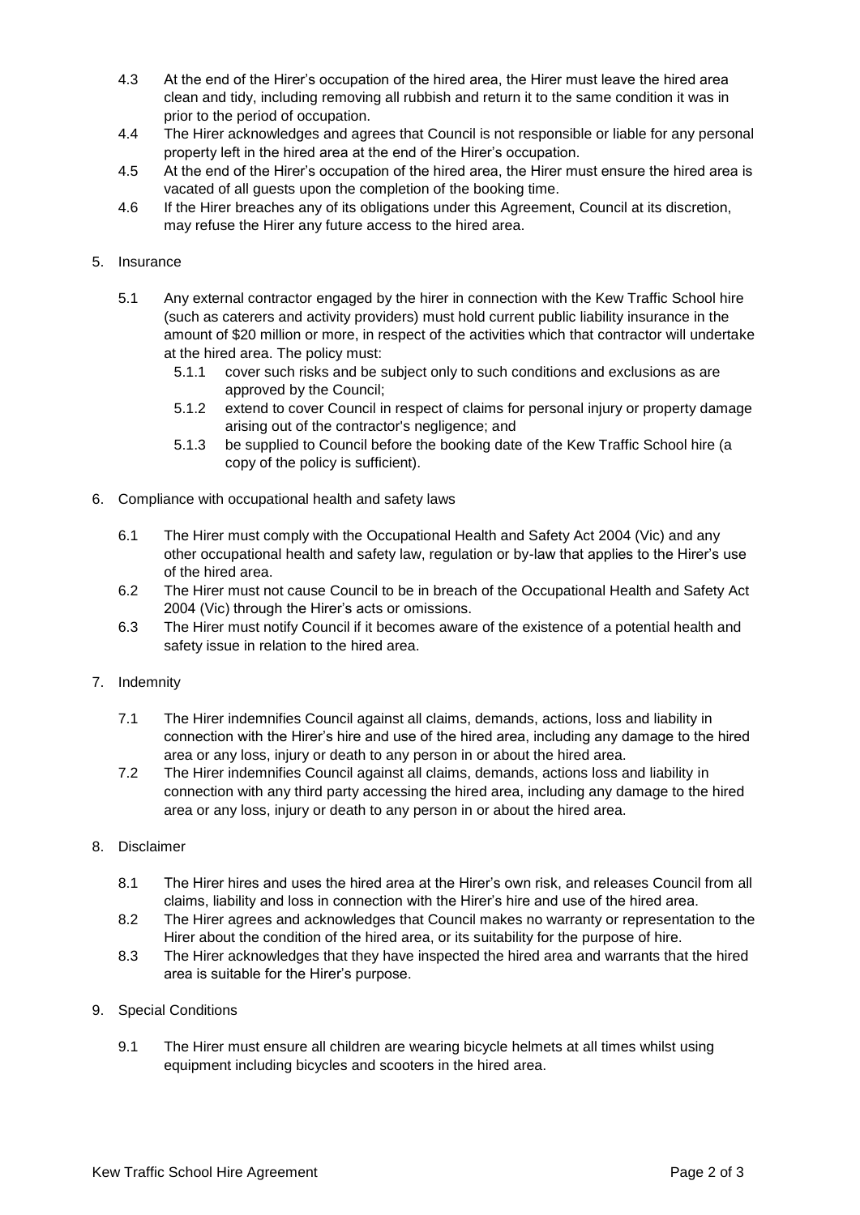4.3 At the end of the Hirer's occupation of the hired area, the Hirer must leave the hired area clean and tidy, including removing all rubbish and return it to the same condition it was in prior to the period of occupation.

4.4 The Hirer acknowledges and agrees that Council is not responsible or liable for any personal property left in the hired area at the end of the Hirer's occupation.

4.5 At the end of the Hirer's occupation of the hired area, the Hirer must ensure the hired area is vacated of all guests upon the completion of the booking time.

4.6 If the Hirer breaches any of its obligations under this Agreement, Council at its discretion, may refuse the Hirer any future access to the hired area.

5. Insurance

5.1 Any external contractor engaged by the hirer in connection with the Kew Traffic School hire (such as caterers and activity providers) must hold current public liability insurance in the amount of $20 million or more, in respect of the activities which that contractor will undertake at the hired area. The policy must:

5.1.1 cover such risks and be subject only to such conditions and exclusions as are approved by the Council;

5.1.2 extend to cover Council in respect of claims for personal injury or property damage arising out of the contractor's negligence; and

5.1.3 be supplied to Council before the booking date of the Kew Traffic School hire (a copy of the policy is sufficient).

6. Compliance with occupational health and safety laws

6.1 The Hirer must comply with the Occupational Health and Safety Act 2004 (Vic) and any other occupational health and safety law, regulation or by-law that applies to the Hirer's use of the hired area.

6.2 The Hirer must not cause Council to be in breach of the Occupational Health and Safety Act 2004 (Vic) through the Hirer's acts or omissions.

6.3 The Hirer must notify Council if it becomes aware of the existence of a potential health and safety issue in relation to the hired area.

7. Indemnity

7.1 The Hirer indemnifies Council against all claims, demands, actions, loss and liability in connection with the Hirer's hire and use of the hired area, including any damage to the hired area or any loss, injury or death to any person in or about the hired area.

7.2 The Hirer indemnifies Council against all claims, demands, actions loss and liability in connection with any third party accessing the hired area, including any damage to the hired area or any loss, injury or death to any person in or about the hired area.

8. Disclaimer

8.1 The Hirer hires and uses the hired area at the Hirer's own risk, and releases Council from all claims, liability and loss in connection with the Hirer's hire and use of the hired area.

8.2 The Hirer agrees and acknowledges that Council makes no warranty or representation to the Hirer about the condition of the hired area, or its suitability for the purpose of hire.

8.3 The Hirer acknowledges that they have inspected the hired area and warrants that the hired area is suitable for the Hirer's purpose.

9. Special Conditions

9.1 The Hirer must ensure all children are wearing bicycle helmets at all times whilst using equipment including bicycles and scooters in the hired area.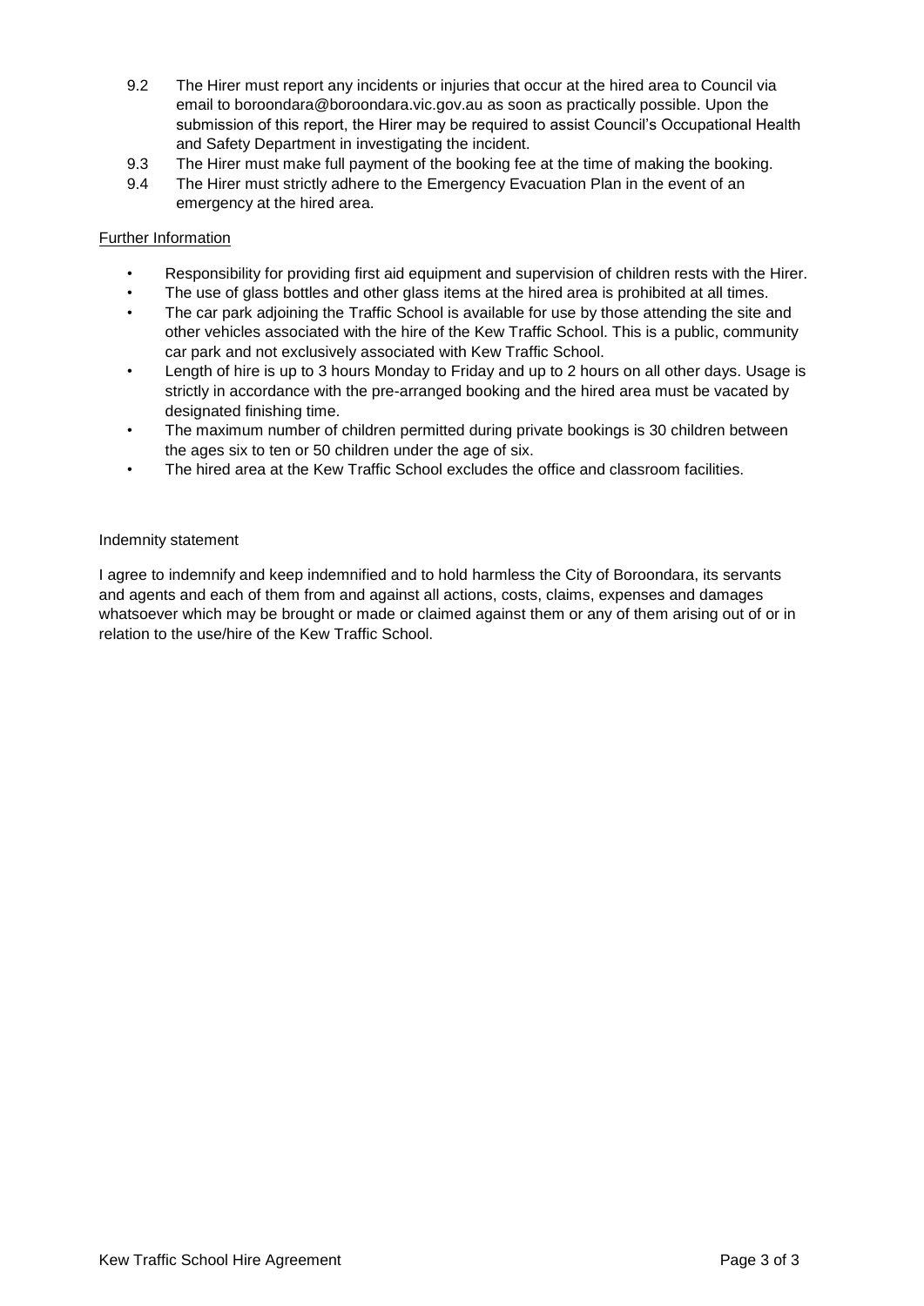9.2 The Hirer must report any incidents or injuries that occur at the hired area to Council via email to boroondara@boroondara.vic.gov.au as soon as practically possible. Upon the submission of this report, the Hirer may be required to assist Council's Occupational Health and Safety Department in investigating the incident.

9.3 The Hirer must make full payment of the booking fee at the time of making the booking.

9.4 The Hirer must strictly adhere to the Emergency Evacuation Plan in the event of an emergency at the hired area.

<u>Further Information</u>

- Responsibility for providing first aid equipment and supervision of children rests with the Hirer.
- The use of glass bottles and other glass items at the hired area is prohibited at all times.
- The car park adjoining the Traffic School is available for use by those attending the site and other vehicles associated with the hire of the Kew Traffic School. This is a public, community car park and not exclusively associated with Kew Traffic School.
- Length of hire is up to 3 hours Monday to Friday and up to 2 hours on all other days. Usage is strictly in accordance with the pre-arranged booking and the hired area must be vacated by designated finishing time.
- The maximum number of children permitted during private bookings is 30 children between the ages six to ten or 50 children under the age of six.
- The hired area at the Kew Traffic School excludes the office and classroom facilities.

Indemnity statement

I agree to indemnify and keep indemnified and to hold harmless the City of Boroondara, its servants and agents and each of them from and against all actions, costs, claims, expenses and damages whatsoever which may be brought or made or claimed against them or any of them arising out of or in relation to the use/hire of the Kew Traffic School.